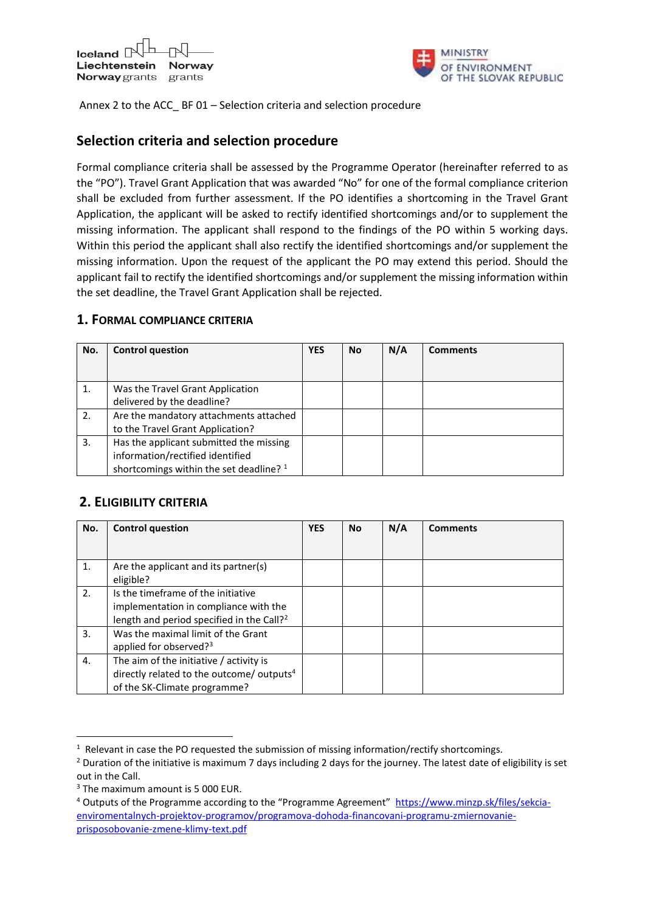Annex 2 to the ACC_ BF 01 – Selection criteria and selection procedure

## Selection criteria and selection procedure

Formal compliance criteria shall be assessed by the Programme Operator (hereinafter referred to as the "PO"). Travel Grant Application that was awarded "No" for one of the formal compliance criterion shall be excluded from further assessment. If the PO identifies a shortcoming in the Travel Grant Application, the applicant will be asked to rectify identified shortcomings and/or to supplement the missing information. The applicant shall respond to the findings of the PO within 5 working days. Within this period the applicant shall also rectify the identified shortcomings and/or supplement the missing information. Upon the request of the applicant the PO may extend this period. Should the applicant fail to rectify the identified shortcomings and/or supplement the missing information within the set deadline, the Travel Grant Application shall be rejected.

### 1. Formal compliance criteria

| No. | Control question | YES | No | N/A | Comments |
|---|---|---|---|---|---|
| 1. | Was the Travel Grant Application delivered by the deadline? | | | | |
| 2. | Are the mandatory attachments attached to the Travel Grant Application? | | | | |
| 3. | Has the applicant submitted the missing information/rectified identified shortcomings within the set deadline? [1] | | | | |

### 2. Eligibility criteria

| No. | Control question | YES | No | N/A | Comments |
|---|---|---|---|---|---|
| 1. | Are the applicant and its partner(s) eligible? | | | | |
| 2. | Is the timeframe of the initiative implementation in compliance with the length and period specified in the Call?[2] | | | | |
| 3. | Was the maximal limit of the Grant applied for observed?[3] | | | | |
| 4. | The aim of the initiative / activity is directly related to the outcome/ outputs[4] of the SK-Climate programme? | | | | |

[1] Relevant in case the PO requested the submission of missing information/rectify shortcomings.

[2] Duration of the initiative is maximum 7 days including 2 days for the journey. The latest date of eligibility is set out in the Call.

[3] The maximum amount is 5 000 EUR.

[4] Outputs of the Programme according to the "Programme Agreement" https://www.minzp.sk/files/sekcia-enviromentalnych-projektov-programov/programova-dohoda-financovani-programu-zmiernovanie-prisposobovanie-zmene-klimy-text.pdf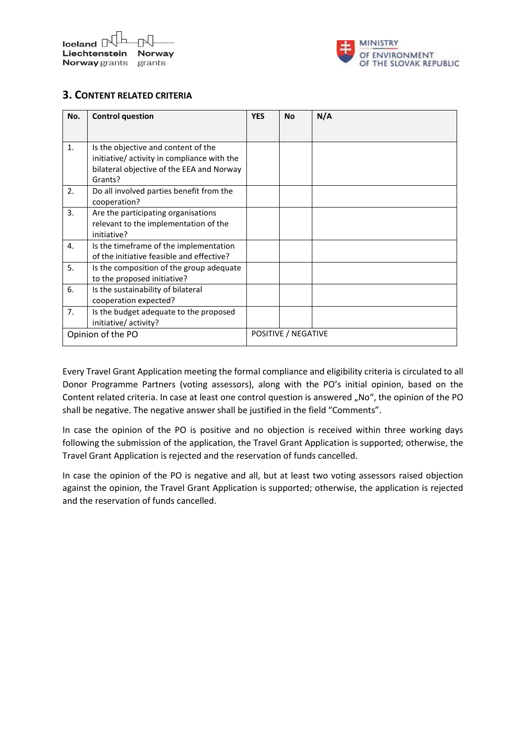## 3. Content related criteria

| No. | Control question | YES | No | N/A |
|---|---|---|---|---|
| 1. | Is the objective and content of the initiative/ activity in compliance with the bilateral objective of the EEA and Norway Grants? | | | |
| 2. | Do all involved parties benefit from the cooperation? | | | |
| 3. | Are the participating organisations relevant to the implementation of the initiative? | | | |
| 4. | Is the timeframe of the implementation of the initiative feasible and effective? | | | |
| 5. | Is the composition of the group adequate to the proposed initiative? | | | |
| 6. | Is the sustainability of bilateral cooperation expected? | | | |
| 7. | Is the budget adequate to the proposed initiative/ activity? | | | |
| Opinion of the PO | | POSITIVE / NEGATIVE | | |

Every Travel Grant Application meeting the formal compliance and eligibility criteria is circulated to all Donor Programme Partners (voting assessors), along with the PO's initial opinion, based on the Content related criteria. In case at least one control question is answered „No", the opinion of the PO shall be negative. The negative answer shall be justified in the field "Comments".

In case the opinion of the PO is positive and no objection is received within three working days following the submission of the application, the Travel Grant Application is supported; otherwise, the Travel Grant Application is rejected and the reservation of funds cancelled.

In case the opinion of the PO is negative and all, but at least two voting assessors raised objection against the opinion, the Travel Grant Application is supported; otherwise, the application is rejected and the reservation of funds cancelled.